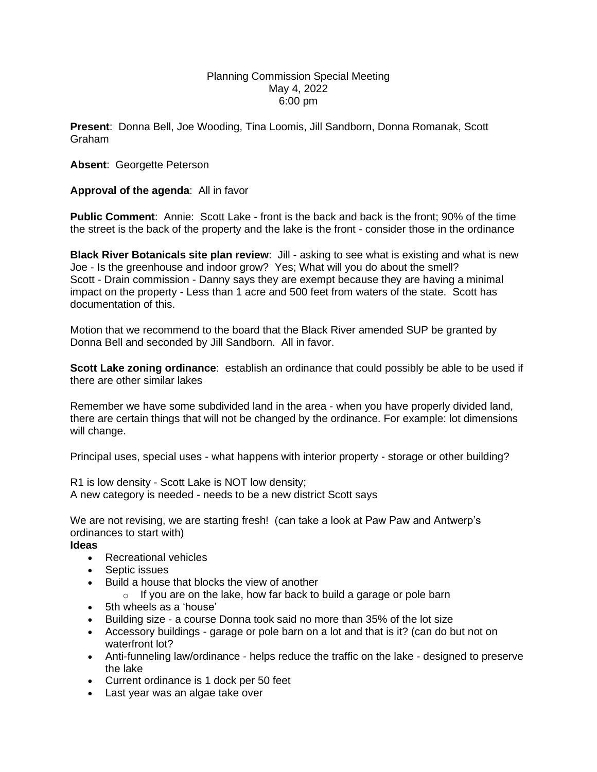Planning Commission Special Meeting
May 4, 2022
6:00 pm

**Present**: Donna Bell, Joe Wooding, Tina Loomis, Jill Sandborn, Donna Romanak, Scott Graham

**Absent**: Georgette Peterson

**Approval of the agenda**: All in favor

**Public Comment**: Annie: Scott Lake - front is the back and back is the front; 90% of the time the street is the back of the property and the lake is the front - consider those in the ordinance

**Black River Botanicals site plan review**: Jill - asking to see what is existing and what is new
Joe - Is the greenhouse and indoor grow? Yes; What will you do about the smell?
Scott - Drain commission - Danny says they are exempt because they are having a minimal impact on the property - Less than 1 acre and 500 feet from waters of the state. Scott has documentation of this.

Motion that we recommend to the board that the Black River amended SUP be granted by Donna Bell and seconded by Jill Sandborn. All in favor.

**Scott Lake zoning ordinance**: establish an ordinance that could possibly be able to be used if there are other similar lakes

Remember we have some subdivided land in the area - when you have properly divided land, there are certain things that will not be changed by the ordinance. For example: lot dimensions will change.

Principal uses, special uses - what happens with interior property - storage or other building?

R1 is low density - Scott Lake is NOT low density;
A new category is needed - needs to be a new district Scott says

We are not revising, we are starting fresh! (can take a look at Paw Paw and Antwerp's ordinances to start with)

**Ideas**

- Recreational vehicles
- Septic issues
- Build a house that blocks the view of another
  - If you are on the lake, how far back to build a garage or pole barn
- 5th wheels as a 'house'
- Building size - a course Donna took said no more than 35% of the lot size
- Accessory buildings - garage or pole barn on a lot and that is it? (can do but not on waterfront lot?
- Anti-funneling law/ordinance - helps reduce the traffic on the lake - designed to preserve the lake
- Current ordinance is 1 dock per 50 feet
- Last year was an algae take over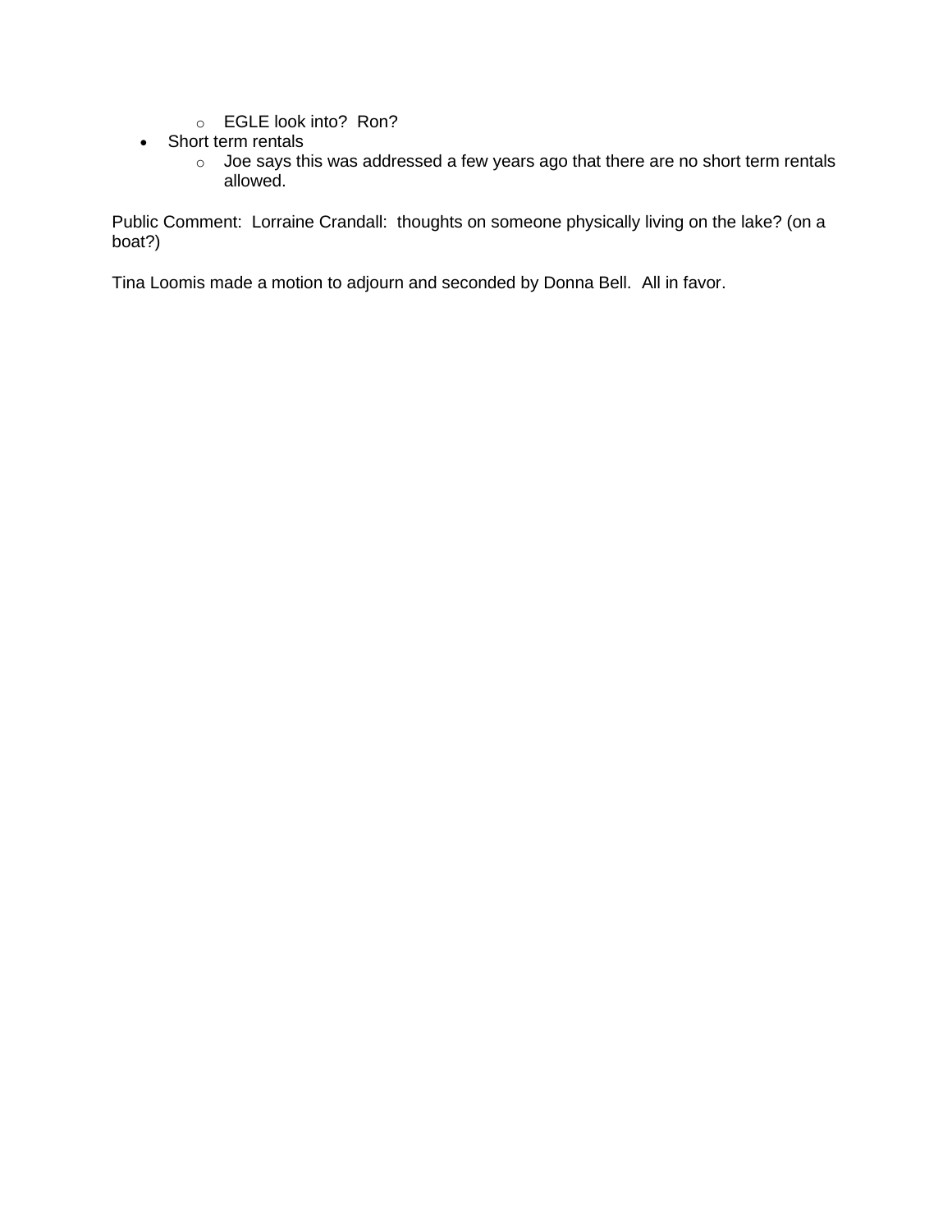- EGLE look into?  Ron?
- Short term rentals
    - Joe says this was addressed a few years ago that there are no short term rentals allowed.

Public Comment:  Lorraine Crandall:  thoughts on someone physically living on the lake? (on a boat?)

Tina Loomis made a motion to adjourn and seconded by Donna Bell.  All in favor.